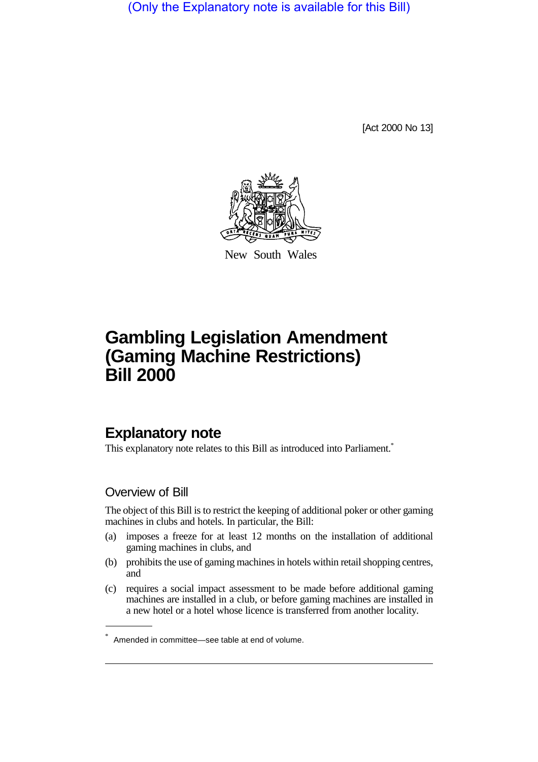(Only the Explanatory note is available for this Bill)

[Act 2000 No 13]

New South Wales

# Gambling Legislation Amendment (Gaming Machine Restrictions) Bill 2000

## Explanatory note

This explanatory note relates to this Bill as introduced into Parliament.*

### Overview of Bill

The object of this Bill is to restrict the keeping of additional poker or other gaming machines in clubs and hotels. In particular, the Bill:

(a) imposes a freeze for at least 12 months on the installation of additional gaming machines in clubs, and

(b) prohibits the use of gaming machines in hotels within retail shopping centres, and

(c) requires a social impact assessment to be made before additional gaming machines are installed in a club, or before gaming machines are installed in a new hotel or a hotel whose licence is transferred from another locality.

* Amended in committee—see table at end of volume.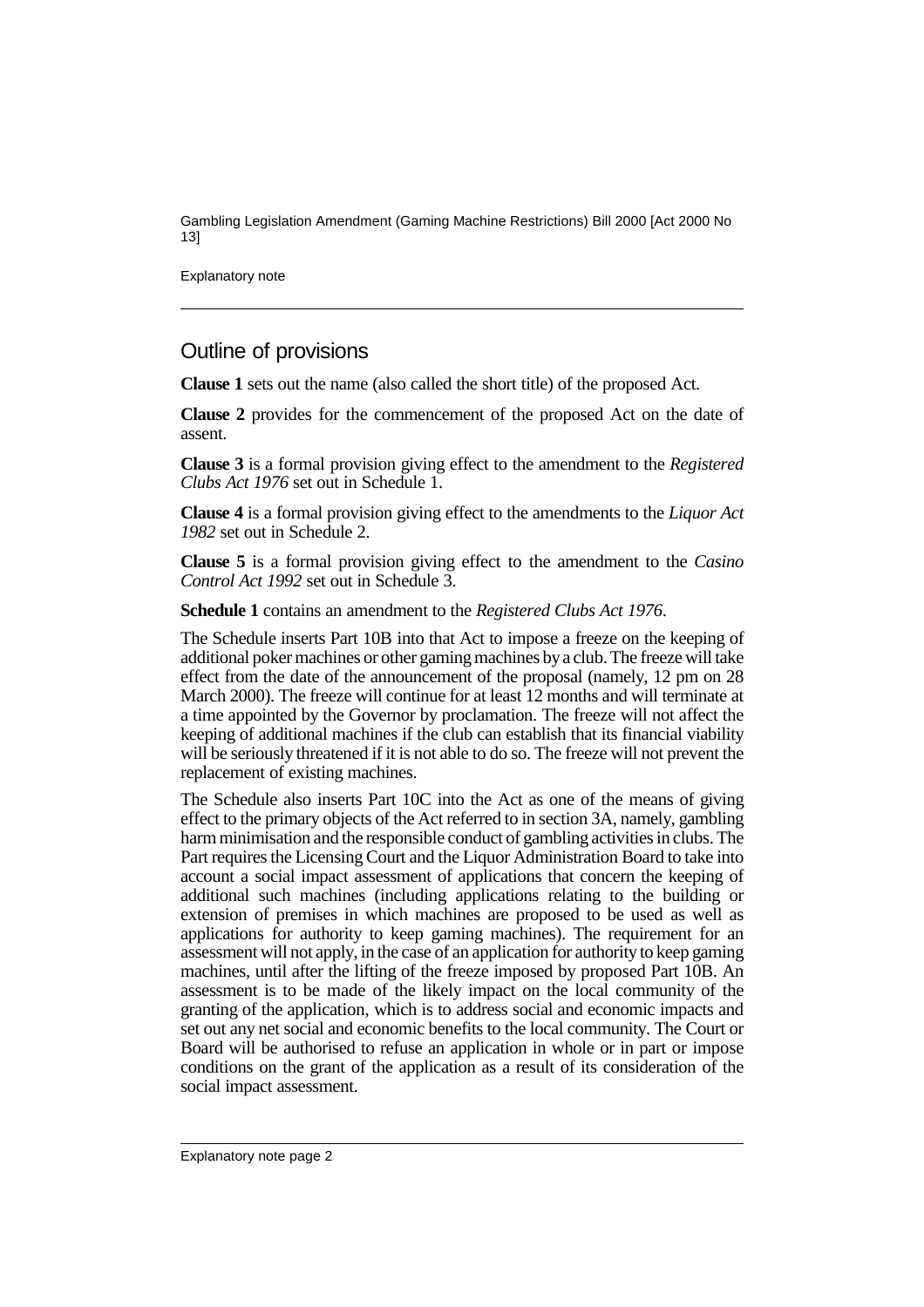## Outline of provisions

**Clause 1** sets out the name (also called the short title) of the proposed Act.

**Clause 2** provides for the commencement of the proposed Act on the date of assent.

**Clause 3** is a formal provision giving effect to the amendment to the *Registered Clubs Act 1976* set out in Schedule 1.

**Clause 4** is a formal provision giving effect to the amendments to the *Liquor Act 1982* set out in Schedule 2.

**Clause 5** is a formal provision giving effect to the amendment to the *Casino Control Act 1992* set out in Schedule 3.

**Schedule 1** contains an amendment to the *Registered Clubs Act 1976*.

The Schedule inserts Part 10B into that Act to impose a freeze on the keeping of additional poker machines or other gaming machines by a club. The freeze will take effect from the date of the announcement of the proposal (namely, 12 pm on 28 March 2000). The freeze will continue for at least 12 months and will terminate at a time appointed by the Governor by proclamation. The freeze will not affect the keeping of additional machines if the club can establish that its financial viability will be seriously threatened if it is not able to do so. The freeze will not prevent the replacement of existing machines.

The Schedule also inserts Part 10C into the Act as one of the means of giving effect to the primary objects of the Act referred to in section 3A, namely, gambling harm minimisation and the responsible conduct of gambling activities in clubs. The Part requires the Licensing Court and the Liquor Administration Board to take into account a social impact assessment of applications that concern the keeping of additional such machines (including applications relating to the building or extension of premises in which machines are proposed to be used as well as applications for authority to keep gaming machines). The requirement for an assessment will not apply, in the case of an application for authority to keep gaming machines, until after the lifting of the freeze imposed by proposed Part 10B. An assessment is to be made of the likely impact on the local community of the granting of the application, which is to address social and economic impacts and set out any net social and economic benefits to the local community. The Court or Board will be authorised to refuse an application in whole or in part or impose conditions on the grant of the application as a result of its consideration of the social impact assessment.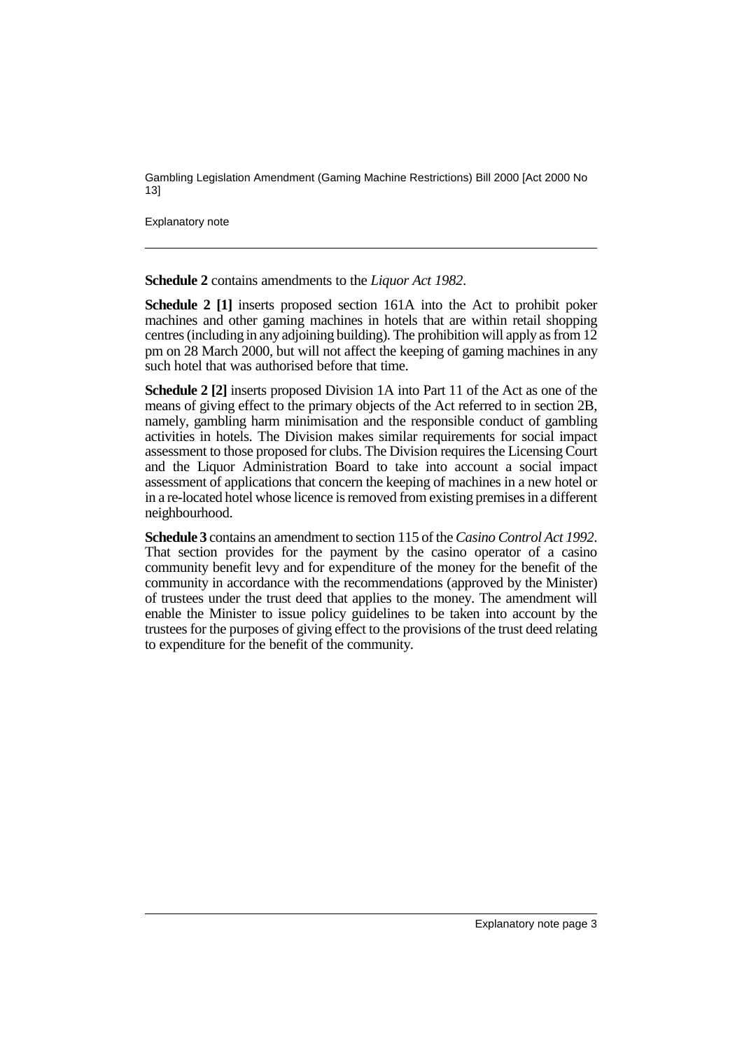**Schedule 2** contains amendments to the *Liquor Act 1982*.

**Schedule 2 [1]** inserts proposed section 161A into the Act to prohibit poker machines and other gaming machines in hotels that are within retail shopping centres (including in any adjoining building). The prohibition will apply as from 12 pm on 28 March 2000, but will not affect the keeping of gaming machines in any such hotel that was authorised before that time.

**Schedule 2 [2]** inserts proposed Division 1A into Part 11 of the Act as one of the means of giving effect to the primary objects of the Act referred to in section 2B, namely, gambling harm minimisation and the responsible conduct of gambling activities in hotels. The Division makes similar requirements for social impact assessment to those proposed for clubs. The Division requires the Licensing Court and the Liquor Administration Board to take into account a social impact assessment of applications that concern the keeping of machines in a new hotel or in a re-located hotel whose licence is removed from existing premises in a different neighbourhood.

**Schedule 3** contains an amendment to section 115 of the *Casino Control Act 1992*. That section provides for the payment by the casino operator of a casino community benefit levy and for expenditure of the money for the benefit of the community in accordance with the recommendations (approved by the Minister) of trustees under the trust deed that applies to the money. The amendment will enable the Minister to issue policy guidelines to be taken into account by the trustees for the purposes of giving effect to the provisions of the trust deed relating to expenditure for the benefit of the community.